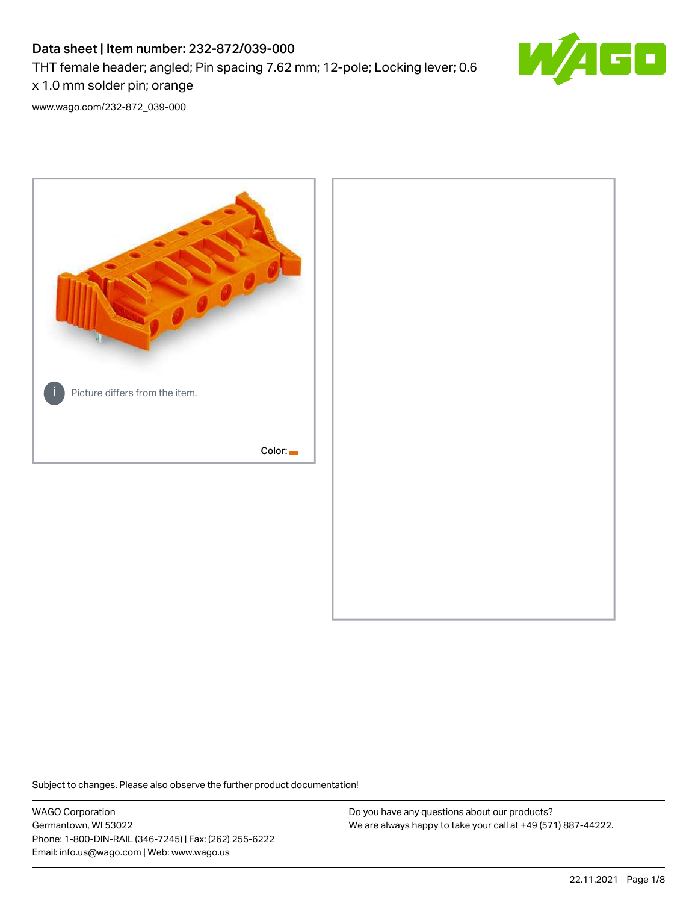# Data sheet | Item number: 232-872/039-000

THT female header; angled; Pin spacing 7.62 mm; 12-pole; Locking lever; 0.6 x 1.0 mm solder pin; orange

www.wago.com/232-872_039-000

Picture differs from the item.

Color:

Subject to changes. Please also observe the further product documentation!

WAGO Corporation
Germantown, WI 53022
Phone: 1-800-DIN-RAIL (346-7245) | Fax: (262) 255-6222
Email: info.us@wago.com | Web: www.wago.us

Do you have any questions about our products?
We are always happy to take your call at +49 (571) 887-44222.

22.11.2021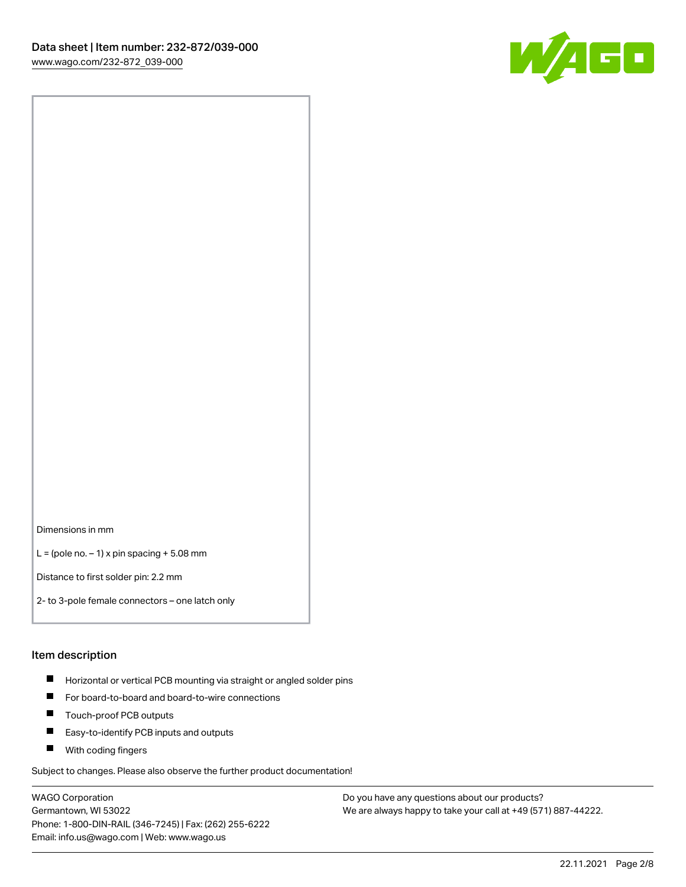Dimensions in mm

L = (pole no. – 1) x pin spacing + 5.08 mm

Distance to first solder pin: 2.2 mm

2- to 3-pole female connectors – one latch only

## Item description

- Horizontal or vertical PCB mounting via straight or angled solder pins
- For board-to-board and board-to-wire connections
- Touch-proof PCB outputs
- Easy-to-identify PCB inputs and outputs
- With coding fingers

Subject to changes. Please also observe the further product documentation!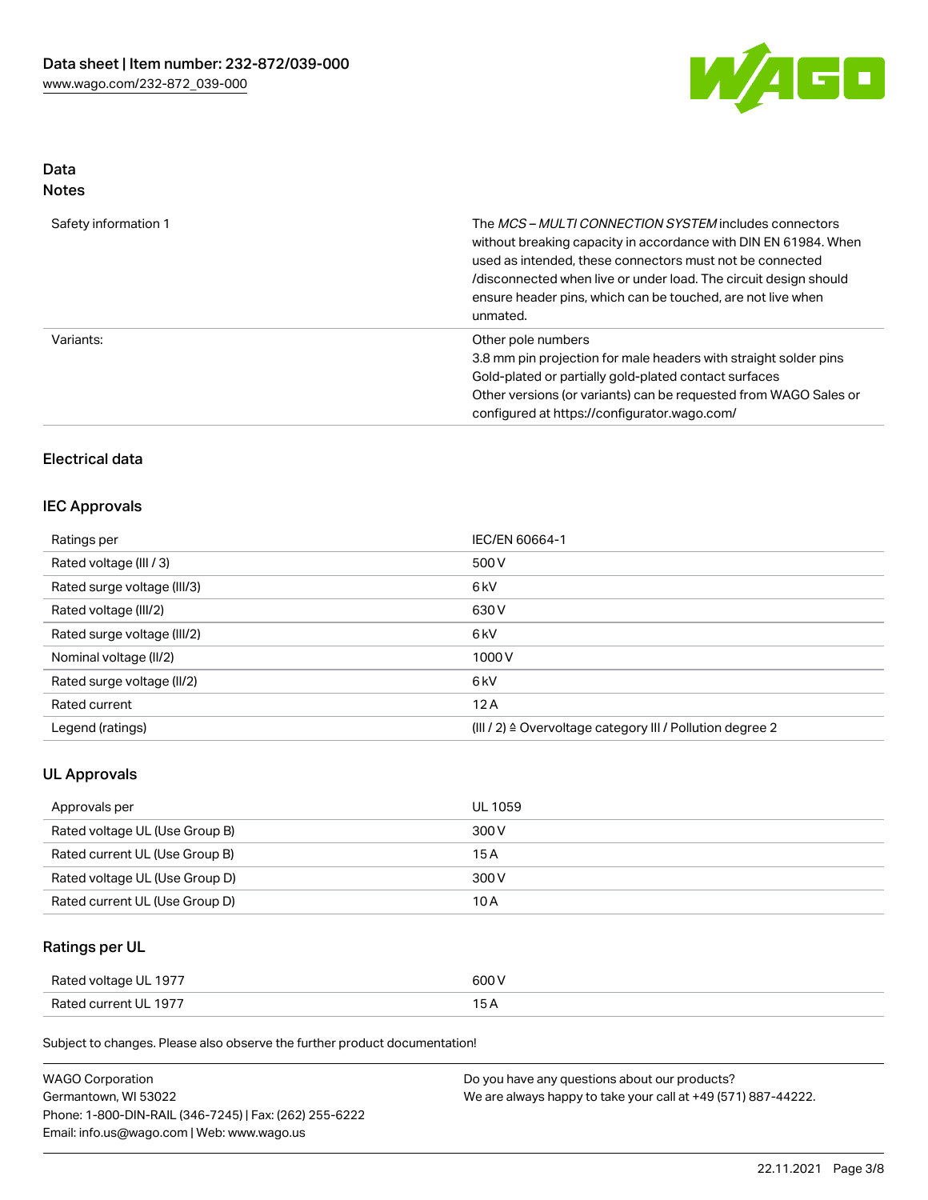## Data
## Notes

| | |
|---|---|
| Safety information 1 | The *MCS – MULTI CONNECTION SYSTEM* includes connectors without breaking capacity in accordance with DIN EN 61984. When used as intended, these connectors must not be connected /disconnected when live or under load. The circuit design should ensure header pins, which can be touched, are not live when unmated. |
| Variants: | Other pole numbers<br>3.8 mm pin projection for male headers with straight solder pins<br>Gold-plated or partially gold-plated contact surfaces<br>Other versions (or variants) can be requested from WAGO Sales or configured at https://configurator.wago.com/ |

## Electrical data

### IEC Approvals

| | |
|---|---|
| Ratings per | IEC/EN 60664-1 |
| Rated voltage (III / 3) | 500 V |
| Rated surge voltage (III/3) | 6 kV |
| Rated voltage (III/2) | 630 V |
| Rated surge voltage (III/2) | 6 kV |
| Nominal voltage (II/2) | 1000 V |
| Rated surge voltage (II/2) | 6 kV |
| Rated current | 12 A |
| Legend (ratings) | (III / 2) ≙ Overvoltage category III / Pollution degree 2 |

### UL Approvals

| | |
|---|---|
| Approvals per | UL 1059 |
| Rated voltage UL (Use Group B) | 300 V |
| Rated current UL (Use Group B) | 15 A |
| Rated voltage UL (Use Group D) | 300 V |
| Rated current UL (Use Group D) | 10 A |

### Ratings per UL

| | |
|---|---|
| Rated voltage UL 1977 | 600 V |
| Rated current UL 1977 | 15 A |

Subject to changes. Please also observe the further product documentation!

WAGO Corporation
Germantown, WI 53022
Phone: 1-800-DIN-RAIL (346-7245) | Fax: (262) 255-6222
Email: info.us@wago.com | Web: www.wago.us

Do you have any questions about our products?
We are always happy to take your call at +49 (571) 887-44222.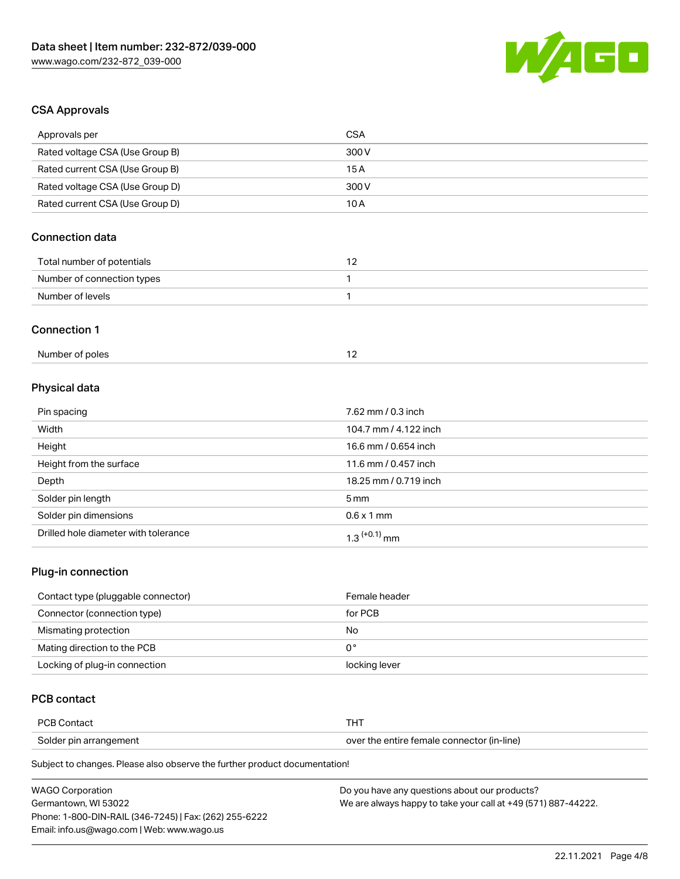## CSA Approvals

| Approvals per | CSA |
|---|---|
| Rated voltage CSA (Use Group B) | 300 V |
| Rated current CSA (Use Group B) | 15 A |
| Rated voltage CSA (Use Group D) | 300 V |
| Rated current CSA (Use Group D) | 10 A |

## Connection data

| Total number of potentials | 12 |
|---|---|
| Number of connection types | 1 |
| Number of levels | 1 |

## Connection 1

| Number of poles | 12 |
|---|---|

## Physical data

| Pin spacing | 7.62 mm / 0.3 inch |
|---|---|
| Width | 104.7 mm / 4.122 inch |
| Height | 16.6 mm / 0.654 inch |
| Height from the surface | 11.6 mm / 0.457 inch |
| Depth | 18.25 mm / 0.719 inch |
| Solder pin length | 5 mm |
| Solder pin dimensions | 0.6 x 1 mm |
| Drilled hole diameter with tolerance | $1.3^{(+0.1)}$ mm |

## Plug-in connection

| Contact type (pluggable connector) | Female header |
|---|---|
| Connector (connection type) | for PCB |
| Mismating protection | No |
| Mating direction to the PCB | 0 ° |
| Locking of plug-in connection | locking lever |

## PCB contact

| PCB Contact | THT |
|---|---|
| Solder pin arrangement | over the entire female connector (in-line) |

Subject to changes. Please also observe the further product documentation!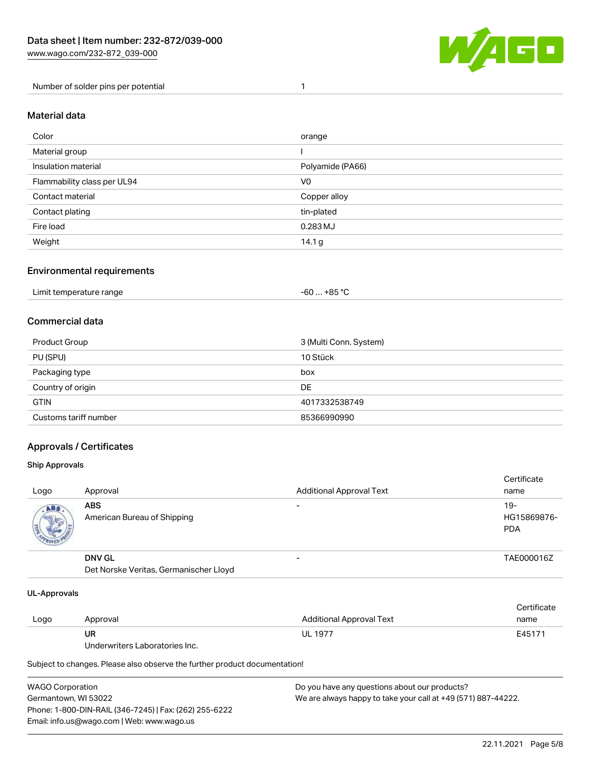| Number of solder pins per potential | 1 |
| --- | --- |

## Material data

| Color | orange |
| --- | --- |
| Material group | I |
| Insulation material | Polyamide (PA66) |
| Flammability class per UL94 | V0 |
| Contact material | Copper alloy |
| Contact plating | tin-plated |
| Fire load | 0.283 MJ |
| Weight | 14.1 g |

## Environmental requirements

| Limit temperature range | -60 … +85 °C |
| --- | --- |

## Commercial data

| Product Group | 3 (Multi Conn. System) |
| --- | --- |
| PU (SPU) | 10 Stück |
| Packaging type | box |
| Country of origin | DE |
| GTIN | 4017332538749 |
| Customs tariff number | 85366990990 |

## Approvals / Certificates

### Ship Approvals

| Logo | Approval | Additional Approval Text | Certificate name |
| --- | --- | --- | --- |
| | **ABS**<br>American Bureau of Shipping | - | 19-HG15869876-PDA |
| | **DNV GL**<br>Det Norske Veritas, Germanischer Lloyd | - | TAE000016Z |

### UL-Approvals

| Logo | Approval | Additional Approval Text | Certificate name |
| --- | --- | --- | --- |
| | **UR**<br>Underwriters Laboratories Inc. | UL 1977 | E45171 |

Subject to changes. Please also observe the further product documentation!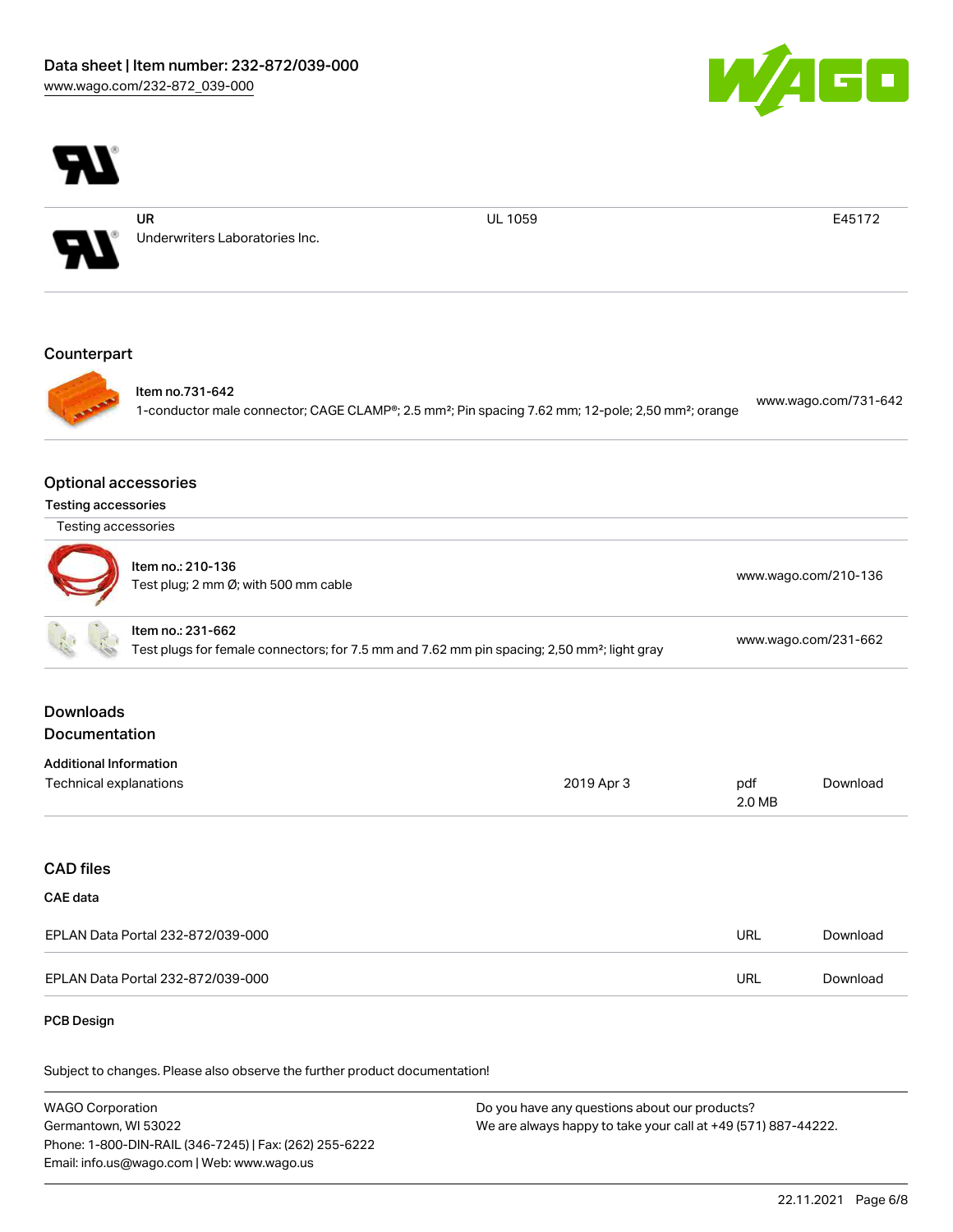| | | | |
|---|---|---|---|
| | UR<br>Underwriters Laboratories Inc. | UL 1059 | E45172 |

## Counterpart

| | |
|---|---|
| Item no.731-642<br>1-conductor male connector; CAGE CLAMP®; 2.5 mm²; Pin spacing 7.62 mm; 12-pole; 2,50 mm²; orange | www.wago.com/731-642 |

## Optional accessories

### Testing accessories

| Testing accessories | |
|---|---|
| Item no.: 210-136<br>Test plug; 2 mm Ø; with 500 mm cable | www.wago.com/210-136 |
| Item no.: 231-662<br>Test plugs for female connectors; for 7.5 mm and 7.62 mm pin spacing; 2,50 mm²; light gray | www.wago.com/231-662 |

## Downloads

## Documentation

### Additional Information

| | | | |
|---|---|---|---|
| Technical explanations | 2019 Apr 3 | pdf<br>2.0 MB | Download |

## CAD files

### CAE data

| | | |
|---|---|---|
| EPLAN Data Portal 232-872/039-000 | URL | Download |
| EPLAN Data Portal 232-872/039-000 | URL | Download |

### PCB Design

Subject to changes. Please also observe the further product documentation!

WAGO Corporation
Germantown, WI 53022
Phone: 1-800-DIN-RAIL (346-7245) | Fax: (262) 255-6222
Email: info.us@wago.com | Web: www.wago.us

Do you have any questions about our products?
We are always happy to take your call at +49 (571) 887-44222.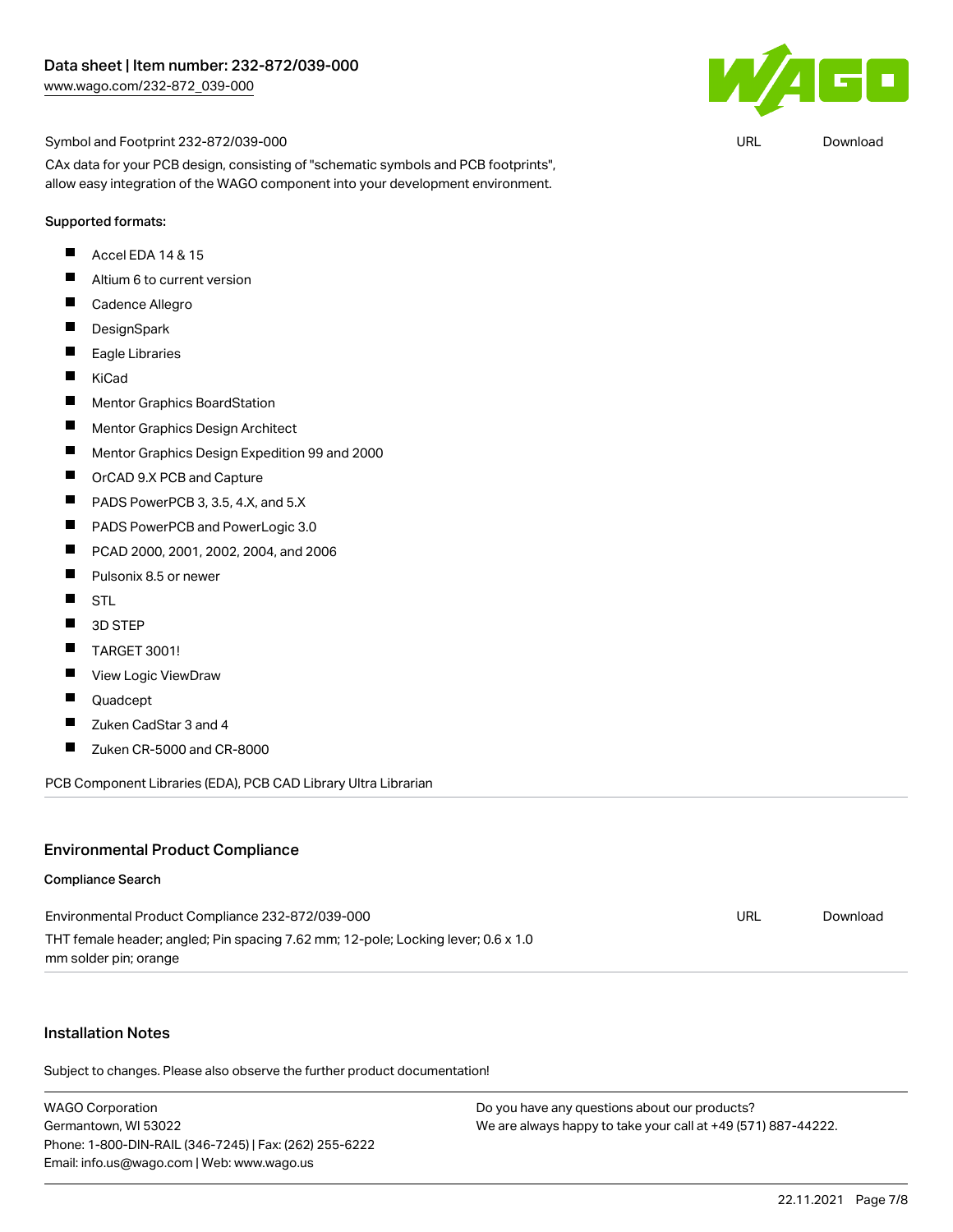Symbol and Footprint 232-872/039-000 | URL | Download

CAx data for your PCB design, consisting of "schematic symbols and PCB footprints", allow easy integration of the WAGO component into your development environment.

Supported formats:

- Accel EDA 14 & 15
- Altium 6 to current version
- Cadence Allegro
- DesignSpark
- Eagle Libraries
- KiCad
- Mentor Graphics BoardStation
- Mentor Graphics Design Architect
- Mentor Graphics Design Expedition 99 and 2000
- OrCAD 9.X PCB and Capture
- PADS PowerPCB 3, 3.5, 4.X, and 5.X
- PADS PowerPCB and PowerLogic 3.0
- PCAD 2000, 2001, 2002, 2004, and 2006
- Pulsonix 8.5 or newer
- STL
- 3D STEP
- TARGET 3001!
- View Logic ViewDraw
- Quadcept
- Zuken CadStar 3 and 4
- Zuken CR-5000 and CR-8000

PCB Component Libraries (EDA), PCB CAD Library Ultra Librarian

## Environmental Product Compliance

### Compliance Search

Environmental Product Compliance 232-872/039-000 | URL | Download

THT female header; angled; Pin spacing 7.62 mm; 12-pole; Locking lever; 0.6 x 1.0 mm solder pin; orange

## Installation Notes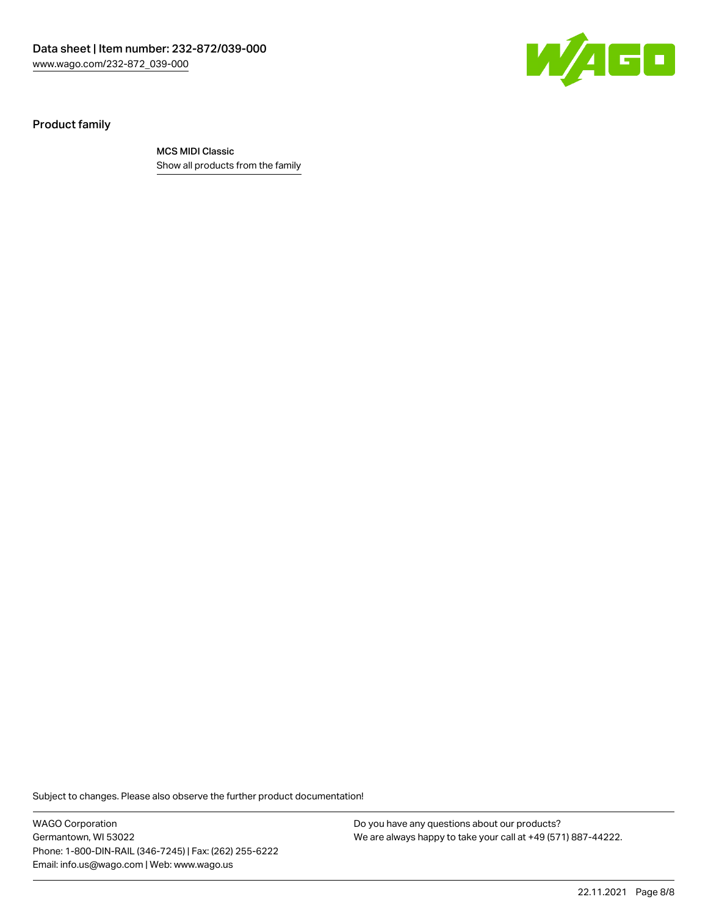## Product family

MCS MIDI Classic
Show all products from the family

Subject to changes. Please also observe the further product documentation!

WAGO Corporation
Germantown, WI 53022
Phone: 1-800-DIN-RAIL (346-7245) | Fax: (262) 255-6222
Email: info.us@wago.com | Web: www.wago.us

Do you have any questions about our products?
We are always happy to take your call at +49 (571) 887-44222.